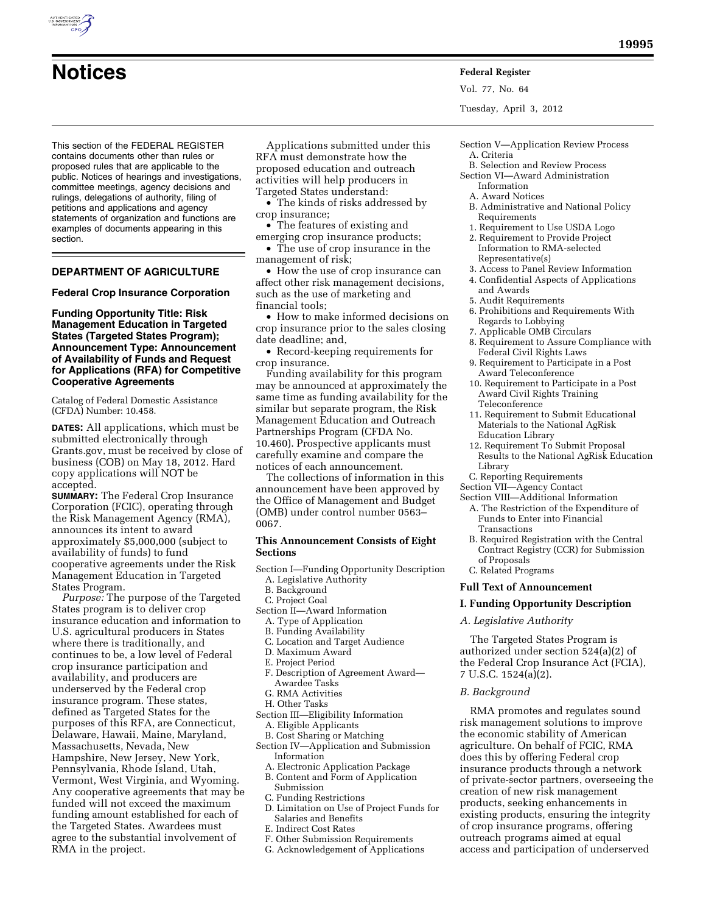# Notices

This section of the FEDERAL REGISTER contains documents other than rules or proposed rules that are applicable to the public. Notices of hearings and investigations, committee meetings, agency decisions and rulings, delegations of authority, filing of petitions and applications and agency statements of organization and functions are examples of documents appearing in this section.

## DEPARTMENT OF AGRICULTURE

### Federal Crop Insurance Corporation

### Funding Opportunity Title: Risk Management Education in Targeted States (Targeted States Program); Announcement Type: Announcement of Availability of Funds and Request for Applications (RFA) for Competitive Cooperative Agreements

Catalog of Federal Domestic Assistance (CFDA) Number: 10.458.

**DATES:** All applications, which must be submitted electronically through Grants.gov, must be received by close of business (COB) on May 18, 2012. Hard copy applications will NOT be accepted.

**SUMMARY:** The Federal Crop Insurance Corporation (FCIC), operating through the Risk Management Agency (RMA), announces its intent to award approximately $5,000,000 (subject to availability of funds) to fund cooperative agreements under the Risk Management Education in Targeted States Program.

*Purpose:* The purpose of the Targeted States program is to deliver crop insurance education and information to U.S. agricultural producers in States where there is traditionally, and continues to be, a low level of Federal crop insurance participation and availability, and producers are underserved by the Federal crop insurance program. These states, defined as Targeted States for the purposes of this RFA, are Connecticut, Delaware, Hawaii, Maine, Maryland, Massachusetts, Nevada, New Hampshire, New Jersey, New York, Pennsylvania, Rhode Island, Utah, Vermont, West Virginia, and Wyoming. Any cooperative agreements that may be funded will not exceed the maximum funding amount established for each of the Targeted States. Awardees must agree to the substantial involvement of RMA in the project.

Applications submitted under this RFA must demonstrate how the proposed education and outreach activities will help producers in Targeted States understand:

- The kinds of risks addressed by crop insurance;
- The features of existing and emerging crop insurance products;
- The use of crop insurance in the management of risk;
- How the use of crop insurance can affect other risk management decisions, such as the use of marketing and financial tools;
- How to make informed decisions on crop insurance prior to the sales closing date deadline; and,
- Record-keeping requirements for crop insurance.

Funding availability for this program may be announced at approximately the same time as funding availability for the similar but separate program, the Risk Management Education and Outreach Partnerships Program (CFDA No. 10.460). Prospective applicants must carefully examine and compare the notices of each announcement.

The collections of information in this announcement have been approved by the Office of Management and Budget (OMB) under control number 0563–0067.

#### This Announcement Consists of Eight Sections

Section I—Funding Opportunity Description
- A. Legislative Authority
- B. Background
- C. Project Goal

Section II—Award Information
- A. Type of Application
- B. Funding Availability
- C. Location and Target Audience
- D. Maximum Award
- E. Project Period
- F. Description of Agreement Award—Awardee Tasks
- G. RMA Activities
- H. Other Tasks

Section III—Eligibility Information
- A. Eligible Applicants
- B. Cost Sharing or Matching

Section IV—Application and Submission Information
- A. Electronic Application Package
- B. Content and Form of Application Submission
- C. Funding Restrictions
- D. Limitation on Use of Project Funds for Salaries and Benefits
- E. Indirect Cost Rates
- F. Other Submission Requirements
- G. Acknowledgement of Applications

Section V—Application Review Process
- A. Criteria
- B. Selection and Review Process

Section VI—Award Administration Information
- A. Award Notices
- B. Administrative and National Policy Requirements
  1. Requirement to Use USDA Logo
  2. Requirement to Provide Project Information to RMA-selected Representative(s)
  3. Access to Panel Review Information
  4. Confidential Aspects of Applications and Awards
  5. Audit Requirements
  6. Prohibitions and Requirements With Regards to Lobbying
  7. Applicable OMB Circulars
  8. Requirement to Assure Compliance with Federal Civil Rights Laws
  9. Requirement to Participate in a Post Award Teleconference
  10. Requirement to Participate in a Post Award Civil Rights Training Teleconference
  11. Requirement to Submit Educational Materials to the National AgRisk Education Library
  12. Requirement To Submit Proposal Results to the National AgRisk Education Library
- C. Reporting Requirements

Section VII—Agency Contact

Section VIII—Additional Information
- A. The Restriction of the Expenditure of Funds to Enter into Financial Transactions
- B. Required Registration with the Central Contract Registry (CCR) for Submission of Proposals
- C. Related Programs

#### Full Text of Announcement

#### I. Funding Opportunity Description

*A. Legislative Authority*

The Targeted States Program is authorized under section 524(a)(2) of the Federal Crop Insurance Act (FCIA), 7 U.S.C. 1524(a)(2).

*B. Background*

RMA promotes and regulates sound risk management solutions to improve the economic stability of American agriculture. On behalf of FCIC, RMA does this by offering Federal crop insurance products through a network of private-sector partners, overseeing the creation of new risk management products, seeking enhancements in existing products, ensuring the integrity of crop insurance programs, offering outreach programs aimed at equal access and participation of underserved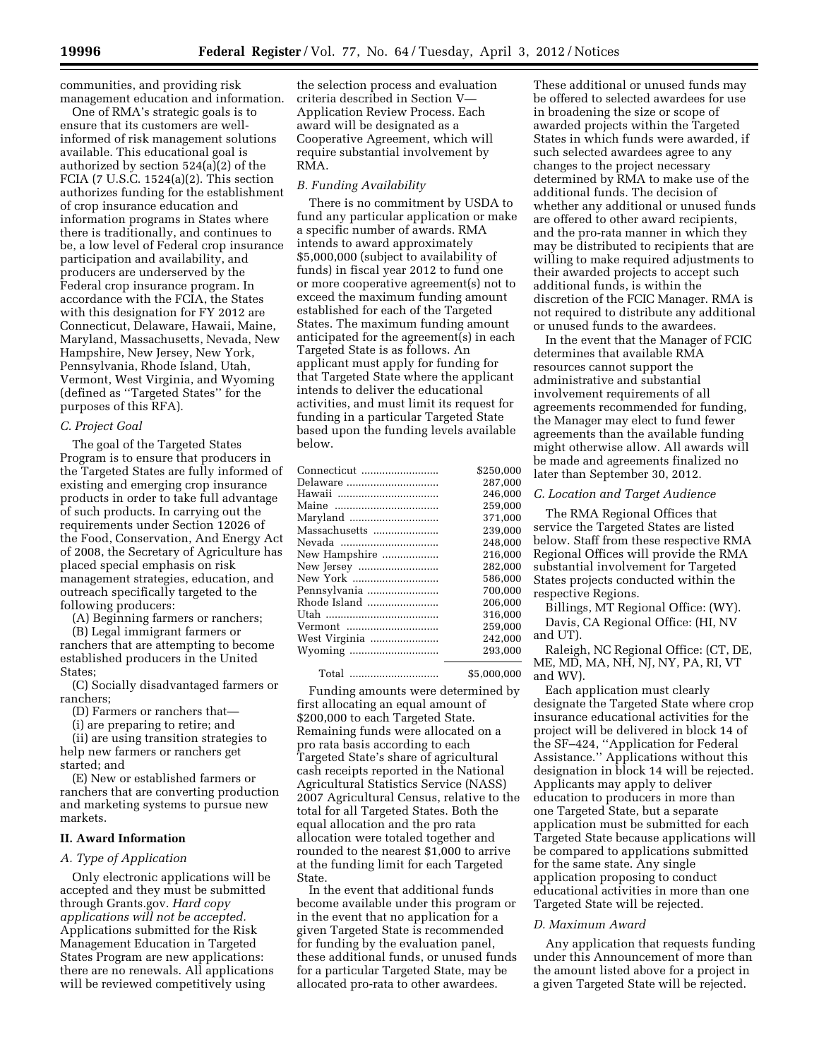communities, and providing risk management education and information.

One of RMA's strategic goals is to ensure that its customers are well-informed of risk management solutions available. This educational goal is authorized by section 524(a)(2) of the FCIA (7 U.S.C. 1524(a)(2). This section authorizes funding for the establishment of crop insurance education and information programs in States where there is traditionally, and continues to be, a low level of Federal crop insurance participation and availability, and producers are underserved by the Federal crop insurance program. In accordance with the FCIA, the States with this designation for FY 2012 are Connecticut, Delaware, Hawaii, Maine, Maryland, Massachusetts, Nevada, New Hampshire, New Jersey, New York, Pennsylvania, Rhode Island, Utah, Vermont, West Virginia, and Wyoming (defined as ''Targeted States'' for the purposes of this RFA).

### C. Project Goal

The goal of the Targeted States Program is to ensure that producers in the Targeted States are fully informed of existing and emerging crop insurance products in order to take full advantage of such products. In carrying out the requirements under Section 12026 of the Food, Conservation, And Energy Act of 2008, the Secretary of Agriculture has placed special emphasis on risk management strategies, education, and outreach specifically targeted to the following producers:

(A) Beginning farmers or ranchers;

(B) Legal immigrant farmers or ranchers that are attempting to become established producers in the United States;

(C) Socially disadvantaged farmers or ranchers;

(D) Farmers or ranchers that—

(i) are preparing to retire; and

(ii) are using transition strategies to help new farmers or ranchers get started; and

(E) New or established farmers or ranchers that are converting production and marketing systems to pursue new markets.

## II. Award Information

### A. Type of Application

Only electronic applications will be accepted and they must be submitted through Grants.gov. *Hard copy applications will not be accepted.* Applications submitted for the Risk Management Education in Targeted States Program are new applications: there are no renewals. All applications will be reviewed competitively using the selection process and evaluation criteria described in Section V—Application Review Process. Each award will be designated as a Cooperative Agreement, which will require substantial involvement by RMA.

### B. Funding Availability

There is no commitment by USDA to fund any particular application or make a specific number of awards. RMA intends to award approximately $5,000,000 (subject to availability of funds) in fiscal year 2012 to fund one or more cooperative agreement(s) not to exceed the maximum funding amount established for each of the Targeted States. The maximum funding amount anticipated for the agreement(s) in each Targeted State is as follows. An applicant must apply for funding for that Targeted State where the applicant intends to deliver the educational activities, and must limit its request for funding in a particular Targeted State based upon the funding levels available below.

| State | Amount |
|---|---|
| Connecticut | $250,000 |
| Delaware | 287,000 |
| Hawaii | 246,000 |
| Maine | 259,000 |
| Maryland | 371,000 |
| Massachusetts | 239,000 |
| Nevada | 248,000 |
| New Hampshire | 216,000 |
| New Jersey | 282,000 |
| New York | 586,000 |
| Pennsylvania | 700,000 |
| Rhode Island | 206,000 |
| Utah | 316,000 |
| Vermont | 259,000 |
| West Virginia | 242,000 |
| Wyoming | 293,000 |
| Total | $5,000,000 |

Funding amounts were determined by first allocating an equal amount of $200,000 to each Targeted State. Remaining funds were allocated on a pro rata basis according to each Targeted State's share of agricultural cash receipts reported in the National Agricultural Statistics Service (NASS) 2007 Agricultural Census, relative to the total for all Targeted States. Both the equal allocation and the pro rata allocation were totaled together and rounded to the nearest $1,000 to arrive at the funding limit for each Targeted State.

In the event that additional funds become available under this program or in the event that no application for a given Targeted State is recommended for funding by the evaluation panel, these additional funds, or unused funds for a particular Targeted State, may be allocated pro-rata to other awardees. These additional or unused funds may be offered to selected awardees for use in broadening the size or scope of awarded projects within the Targeted States in which funds were awarded, if such selected awardees agree to any changes to the project necessary determined by RMA to make use of the additional funds. The decision of whether any additional or unused funds are offered to other award recipients, and the pro-rata manner in which they may be distributed to recipients that are willing to make required adjustments to their awarded projects to accept such additional funds, is within the discretion of the FCIC Manager. RMA is not required to distribute any additional or unused funds to the awardees.

In the event that the Manager of FCIC determines that available RMA resources cannot support the administrative and substantial involvement requirements of all agreements recommended for funding, the Manager may elect to fund fewer agreements than the available funding might otherwise allow. All awards will be made and agreements finalized no later than September 30, 2012.

### C. Location and Target Audience

The RMA Regional Offices that service the Targeted States are listed below. Staff from these respective RMA Regional Offices will provide the RMA substantial involvement for Targeted States projects conducted within the respective Regions.

Billings, MT Regional Office: (WY).

Davis, CA Regional Office: (HI, NV and UT).

Raleigh, NC Regional Office: (CT, DE, ME, MD, MA, NH, NJ, NY, PA, RI, VT and WV).

Each application must clearly designate the Targeted State where crop insurance educational activities for the project will be delivered in block 14 of the SF–424, ''Application for Federal Assistance.'' Applications without this designation in block 14 will be rejected. Applicants may apply to deliver education to producers in more than one Targeted State, but a separate application must be submitted for each Targeted State because applications will be compared to applications submitted for the same state. Any single application proposing to conduct educational activities in more than one Targeted State will be rejected.

### D. Maximum Award

Any application that requests funding under this Announcement of more than the amount listed above for a project in a given Targeted State will be rejected.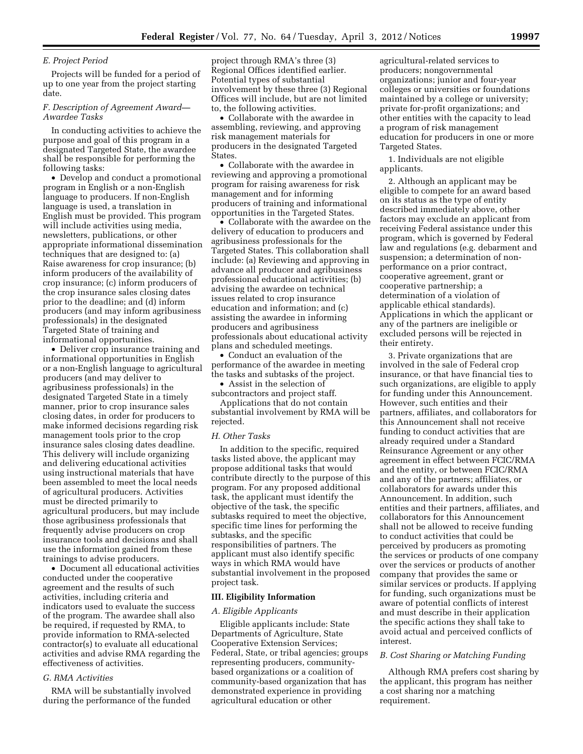### E. Project Period

Projects will be funded for a period of up to one year from the project starting date.

### F. Description of Agreement Award—Awardee Tasks

In conducting activities to achieve the purpose and goal of this program in a designated Targeted State, the awardee shall be responsible for performing the following tasks:

- Develop and conduct a promotional program in English or a non-English language to producers. If non-English language is used, a translation in English must be provided. This program will include activities using media, newsletters, publications, or other appropriate informational dissemination techniques that are designed to: (a) Raise awareness for crop insurance; (b) inform producers of the availability of crop insurance; (c) inform producers of the crop insurance sales closing dates prior to the deadline; and (d) inform producers (and may inform agribusiness professionals) in the designated Targeted State of training and informational opportunities.
- Deliver crop insurance training and informational opportunities in English or a non-English language to agricultural producers (and may deliver to agribusiness professionals) in the designated Targeted State in a timely manner, prior to crop insurance sales closing dates, in order for producers to make informed decisions regarding risk management tools prior to the crop insurance sales closing dates deadline. This delivery will include organizing and delivering educational activities using instructional materials that have been assembled to meet the local needs of agricultural producers. Activities must be directed primarily to agricultural producers, but may include those agribusiness professionals that frequently advise producers on crop insurance tools and decisions and shall use the information gained from these trainings to advise producers.
- Document all educational activities conducted under the cooperative agreement and the results of such activities, including criteria and indicators used to evaluate the success of the program. The awardee shall also be required, if requested by RMA, to provide information to RMA-selected contractor(s) to evaluate all educational activities and advise RMA regarding the effectiveness of activities.

### G. RMA Activities

RMA will be substantially involved during the performance of the funded project through RMA's three (3) Regional Offices identified earlier. Potential types of substantial involvement by these three (3) Regional Offices will include, but are not limited to, the following activities.

- Collaborate with the awardee in assembling, reviewing, and approving risk management materials for producers in the designated Targeted States.
- Collaborate with the awardee in reviewing and approving a promotional program for raising awareness for risk management and for informing producers of training and informational opportunities in the Targeted States.
- Collaborate with the awardee on the delivery of education to producers and agribusiness professionals for the Targeted States. This collaboration shall include: (a) Reviewing and approving in advance all producer and agribusiness professional educational activities; (b) advising the awardee on technical issues related to crop insurance education and information; and (c) assisting the awardee in informing producers and agribusiness professionals about educational activity plans and scheduled meetings.
- Conduct an evaluation of the performance of the awardee in meeting the tasks and subtasks of the project.
- Assist in the selection of subcontractors and project staff.

Applications that do not contain substantial involvement by RMA will be rejected.

### H. Other Tasks

In addition to the specific, required tasks listed above, the applicant may propose additional tasks that would contribute directly to the purpose of this program. For any proposed additional task, the applicant must identify the objective of the task, the specific subtasks required to meet the objective, specific time lines for performing the subtasks, and the specific responsibilities of partners. The applicant must also identify specific ways in which RMA would have substantial involvement in the proposed project task.

## III. Eligibility Information

### A. Eligible Applicants

Eligible applicants include: State Departments of Agriculture, State Cooperative Extension Services; Federal, State, or tribal agencies; groups representing producers, community-based organizations or a coalition of community-based organization that has demonstrated experience in providing agricultural education or other agricultural-related services to producers; nongovernmental organizations; junior and four-year colleges or universities or foundations maintained by a college or university; private for-profit organizations; and other entities with the capacity to lead a program of risk management education for producers in one or more Targeted States.

1. Individuals are not eligible applicants.

2. Although an applicant may be eligible to compete for an award based on its status as the type of entity described immediately above, other factors may exclude an applicant from receiving Federal assistance under this program, which is governed by Federal law and regulations (e.g. debarment and suspension; a determination of non-performance on a prior contract, cooperative agreement, grant or cooperative partnership; a determination of a violation of applicable ethical standards). Applications in which the applicant or any of the partners are ineligible or excluded persons will be rejected in their entirety.

3. Private organizations that are involved in the sale of Federal crop insurance, or that have financial ties to such organizations, are eligible to apply for funding under this Announcement. However, such entities and their partners, affiliates, and collaborators for this Announcement shall not receive funding to conduct activities that are already required under a Standard Reinsurance Agreement or any other agreement in effect between FCIC/RMA and the entity, or between FCIC/RMA and any of the partners; affiliates, or collaborators for awards under this Announcement. In addition, such entities and their partners, affiliates, and collaborators for this Announcement shall not be allowed to receive funding to conduct activities that could be perceived by producers as promoting the services or products of one company over the services or products of another company that provides the same or similar services or products. If applying for funding, such organizations must be aware of potential conflicts of interest and must describe in their application the specific actions they shall take to avoid actual and perceived conflicts of interest.

### B. Cost Sharing or Matching Funding

Although RMA prefers cost sharing by the applicant, this program has neither a cost sharing nor a matching requirement.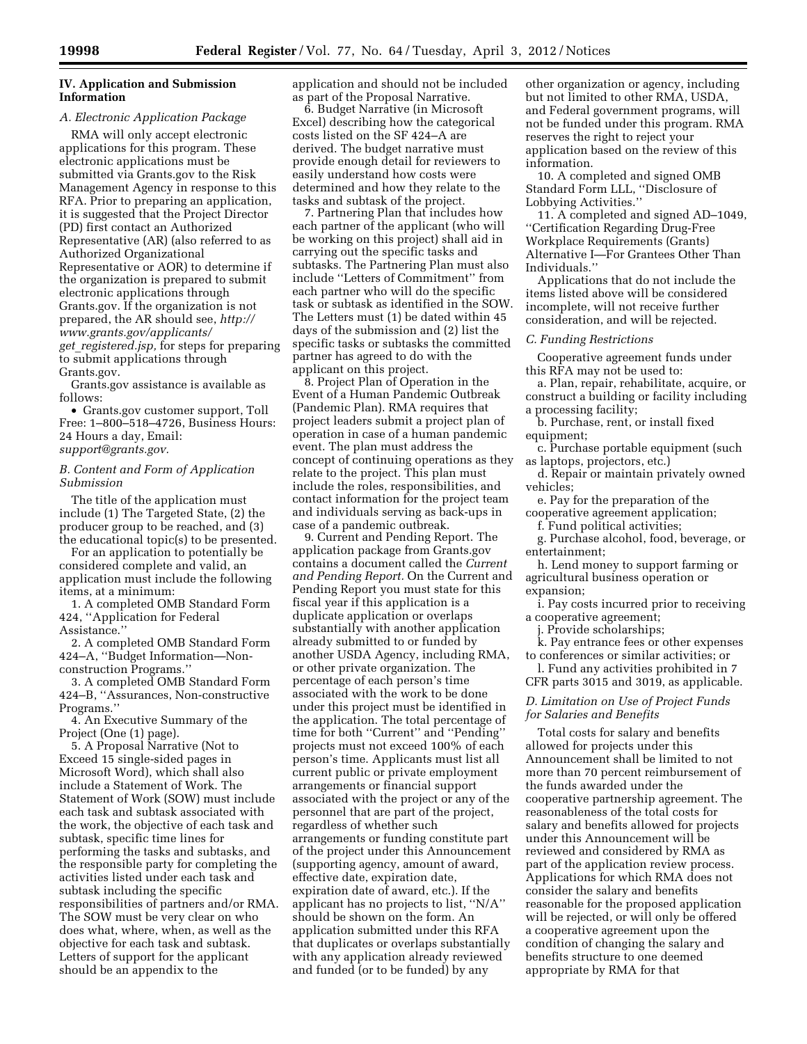## IV. Application and Submission Information

### A. Electronic Application Package

RMA will only accept electronic applications for this program. These electronic applications must be submitted via Grants.gov to the Risk Management Agency in response to this RFA. Prior to preparing an application, it is suggested that the Project Director (PD) first contact an Authorized Representative (AR) (also referred to as Authorized Organizational Representative or AOR) to determine if the organization is prepared to submit electronic applications through Grants.gov. If the organization is not prepared, the AR should see, *http://www.grants.gov/applicants/get_registered.jsp,* for steps for preparing to submit applications through Grants.gov.

Grants.gov assistance is available as follows:

- Grants.gov customer support, Toll Free: 1–800–518–4726, Business Hours: 24 Hours a day, Email: *support@grants.gov.*

### B. Content and Form of Application Submission

The title of the application must include (1) The Targeted State, (2) the producer group to be reached, and (3) the educational topic(s) to be presented.

For an application to potentially be considered complete and valid, an application must include the following items, at a minimum:

1. A completed OMB Standard Form 424, ''Application for Federal Assistance.''
2. A completed OMB Standard Form 424–A, ''Budget Information—Non-construction Programs.''
3. A completed OMB Standard Form 424–B, ''Assurances, Non-constructive Programs.''
4. An Executive Summary of the Project (One (1) page).
5. A Proposal Narrative (Not to Exceed 15 single-sided pages in Microsoft Word), which shall also include a Statement of Work. The Statement of Work (SOW) must include each task and subtask associated with the work, the objective of each task and subtask, specific time lines for performing the tasks and subtasks, and the responsible party for completing the activities listed under each task and subtask including the specific responsibilities of partners and/or RMA. The SOW must be very clear on who does what, where, when, as well as the objective for each task and subtask. Letters of support for the applicant should be an appendix to the application and should not be included as part of the Proposal Narrative.
6. Budget Narrative (in Microsoft Excel) describing how the categorical costs listed on the SF 424–A are derived. The budget narrative must provide enough detail for reviewers to easily understand how costs were determined and how they relate to the tasks and subtask of the project.
7. Partnering Plan that includes how each partner of the applicant (who will be working on this project) shall aid in carrying out the specific tasks and subtasks. The Partnering Plan must also include ''Letters of Commitment'' from each partner who will do the specific task or subtask as identified in the SOW. The Letters must (1) be dated within 45 days of the submission and (2) list the specific tasks or subtasks the committed partner has agreed to do with the applicant on this project.
8. Project Plan of Operation in the Event of a Human Pandemic Outbreak (Pandemic Plan). RMA requires that project leaders submit a project plan of operation in case of a human pandemic event. The plan must address the concept of continuing operations as they relate to the project. This plan must include the roles, responsibilities, and contact information for the project team and individuals serving as back-ups in case of a pandemic outbreak.
9. Current and Pending Report. The application package from Grants.gov contains a document called the *Current and Pending Report.* On the Current and Pending Report you must state for this fiscal year if this application is a duplicate application or overlaps substantially with another application already submitted to or funded by another USDA Agency, including RMA, or other private organization. The percentage of each person's time associated with the work to be done under this project must be identified in the application. The total percentage of time for both ''Current'' and ''Pending'' projects must not exceed 100% of each person's time. Applicants must list all current public or private employment arrangements or financial support associated with the project or any of the personnel that are part of the project, regardless of whether such arrangements or funding constitute part of the project under this Announcement (supporting agency, amount of award, effective date, expiration date, expiration date of award, etc.). If the applicant has no projects to list, ''N/A'' should be shown on the form. An application submitted under this RFA that duplicates or overlaps substantially with any application already reviewed and funded (or to be funded) by any other organization or agency, including but not limited to other RMA, USDA, and Federal government programs, will not be funded under this program. RMA reserves the right to reject your application based on the review of this information.
10. A completed and signed OMB Standard Form LLL, ''Disclosure of Lobbying Activities.''
11. A completed and signed AD–1049, ''Certification Regarding Drug-Free Workplace Requirements (Grants) Alternative I—For Grantees Other Than Individuals.''

Applications that do not include the items listed above will be considered incomplete, will not receive further consideration, and will be rejected.

### C. Funding Restrictions

Cooperative agreement funds under this RFA may not be used to:

a. Plan, repair, rehabilitate, acquire, or construct a building or facility including a processing facility;

b. Purchase, rent, or install fixed equipment;

c. Purchase portable equipment (such as laptops, projectors, etc.)

d. Repair or maintain privately owned vehicles;

e. Pay for the preparation of the cooperative agreement application;

f. Fund political activities;

g. Purchase alcohol, food, beverage, or entertainment;

h. Lend money to support farming or agricultural business operation or expansion;

i. Pay costs incurred prior to receiving a cooperative agreement;

j. Provide scholarships;

k. Pay entrance fees or other expenses to conferences or similar activities; or

l. Fund any activities prohibited in 7 CFR parts 3015 and 3019, as applicable.

### D. Limitation on Use of Project Funds for Salaries and Benefits

Total costs for salary and benefits allowed for projects under this Announcement shall be limited to not more than 70 percent reimbursement of the funds awarded under the cooperative partnership agreement. The reasonableness of the total costs for salary and benefits allowed for projects under this Announcement will be reviewed and considered by RMA as part of the application review process. Applications for which RMA does not consider the salary and benefits reasonable for the proposed application will be rejected, or will only be offered a cooperative agreement upon the condition of changing the salary and benefits structure to one deemed appropriate by RMA for that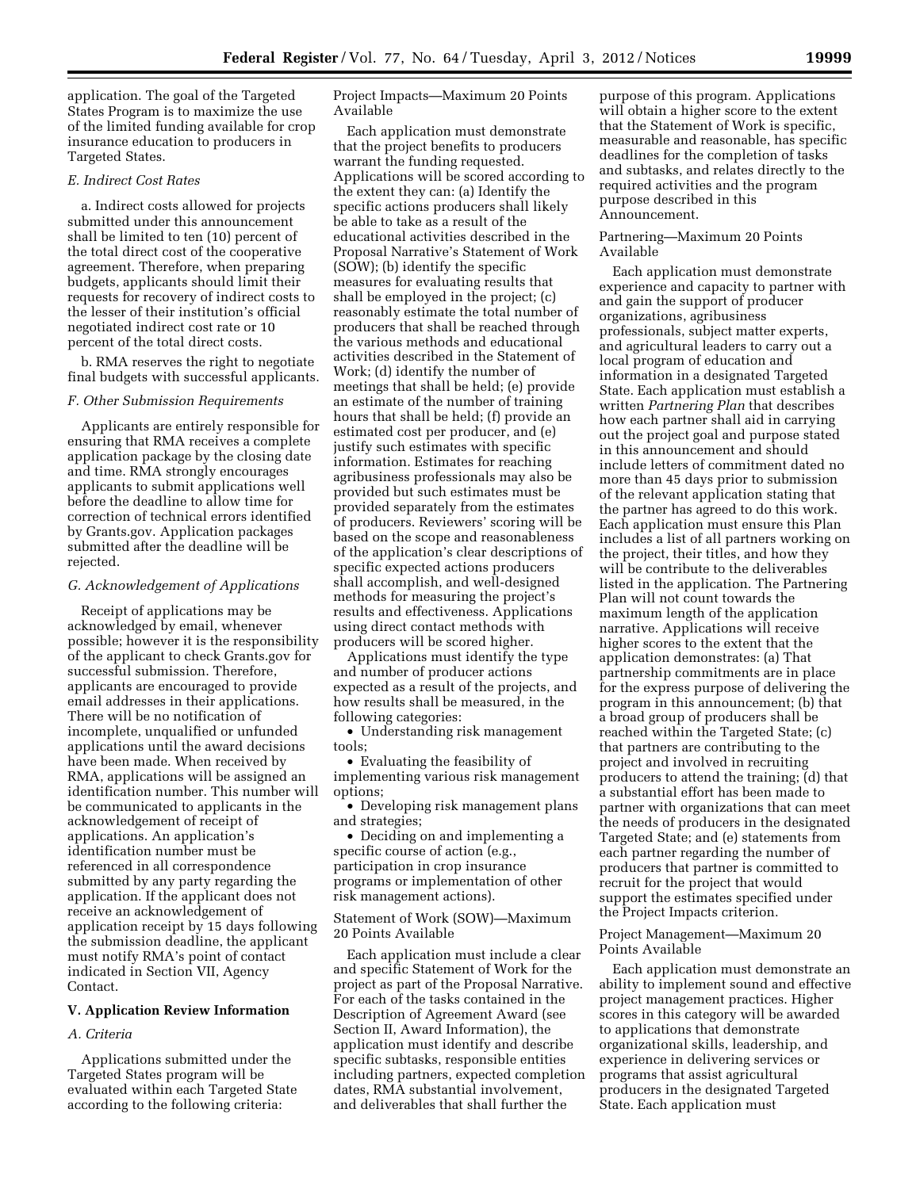application. The goal of the Targeted States Program is to maximize the use of the limited funding available for crop insurance education to producers in Targeted States.

### E. Indirect Cost Rates

a. Indirect costs allowed for projects submitted under this announcement shall be limited to ten (10) percent of the total direct cost of the cooperative agreement. Therefore, when preparing budgets, applicants should limit their requests for recovery of indirect costs to the lesser of their institution's official negotiated indirect cost rate or 10 percent of the total direct costs.

b. RMA reserves the right to negotiate final budgets with successful applicants.

### F. Other Submission Requirements

Applicants are entirely responsible for ensuring that RMA receives a complete application package by the closing date and time. RMA strongly encourages applicants to submit applications well before the deadline to allow time for correction of technical errors identified by Grants.gov. Application packages submitted after the deadline will be rejected.

### G. Acknowledgement of Applications

Receipt of applications may be acknowledged by email, whenever possible; however it is the responsibility of the applicant to check Grants.gov for successful submission. Therefore, applicants are encouraged to provide email addresses in their applications. There will be no notification of incomplete, unqualified or unfunded applications until the award decisions have been made. When received by RMA, applications will be assigned an identification number. This number will be communicated to applicants in the acknowledgement of receipt of applications. An application's identification number must be referenced in all correspondence submitted by any party regarding the application. If the applicant does not receive an acknowledgement of application receipt by 15 days following the submission deadline, the applicant must notify RMA's point of contact indicated in Section VII, Agency Contact.

## V. Application Review Information

### A. Criteria

Applications submitted under the Targeted States program will be evaluated within each Targeted State according to the following criteria:

Project Impacts—Maximum 20 Points Available

Each application must demonstrate that the project benefits to producers warrant the funding requested. Applications will be scored according to the extent they can: (a) Identify the specific actions producers shall likely be able to take as a result of the educational activities described in the Proposal Narrative's Statement of Work (SOW); (b) identify the specific measures for evaluating results that shall be employed in the project; (c) reasonably estimate the total number of producers that shall be reached through the various methods and educational activities described in the Statement of Work; (d) identify the number of meetings that shall be held; (e) provide an estimate of the number of training hours that shall be held; (f) provide an estimated cost per producer, and (e) justify such estimates with specific information. Estimates for reaching agribusiness professionals may also be provided but such estimates must be provided separately from the estimates of producers. Reviewers' scoring will be based on the scope and reasonableness of the application's clear descriptions of specific expected actions producers shall accomplish, and well-designed methods for measuring the project's results and effectiveness. Applications using direct contact methods with producers will be scored higher.

Applications must identify the type and number of producer actions expected as a result of the projects, and how results shall be measured, in the following categories:

- Understanding risk management tools;
- Evaluating the feasibility of implementing various risk management options;
- Developing risk management plans and strategies;
- Deciding on and implementing a specific course of action (e.g., participation in crop insurance programs or implementation of other risk management actions).

Statement of Work (SOW)—Maximum 20 Points Available

Each application must include a clear and specific Statement of Work for the project as part of the Proposal Narrative. For each of the tasks contained in the Description of Agreement Award (see Section II, Award Information), the application must identify and describe specific subtasks, responsible entities including partners, expected completion dates, RMA substantial involvement, and deliverables that shall further the purpose of this program. Applications will obtain a higher score to the extent that the Statement of Work is specific, measurable and reasonable, has specific deadlines for the completion of tasks and subtasks, and relates directly to the required activities and the program purpose described in this Announcement.

Partnering—Maximum 20 Points Available

Each application must demonstrate experience and capacity to partner with and gain the support of producer organizations, agribusiness professionals, subject matter experts, and agricultural leaders to carry out a local program of education and information in a designated Targeted State. Each application must establish a written *Partnering Plan* that describes how each partner shall aid in carrying out the project goal and purpose stated in this announcement and should include letters of commitment dated no more than 45 days prior to submission of the relevant application stating that the partner has agreed to do this work. Each application must ensure this Plan includes a list of all partners working on the project, their titles, and how they will be contribute to the deliverables listed in the application. The Partnering Plan will not count towards the maximum length of the application narrative. Applications will receive higher scores to the extent that the application demonstrates: (a) That partnership commitments are in place for the express purpose of delivering the program in this announcement; (b) that a broad group of producers shall be reached within the Targeted State; (c) that partners are contributing to the project and involved in recruiting producers to attend the training; (d) that a substantial effort has been made to partner with organizations that can meet the needs of producers in the designated Targeted State; and (e) statements from each partner regarding the number of producers that partner is committed to recruit for the project that would support the estimates specified under the Project Impacts criterion.

Project Management—Maximum 20 Points Available

Each application must demonstrate an ability to implement sound and effective project management practices. Higher scores in this category will be awarded to applications that demonstrate organizational skills, leadership, and experience in delivering services or programs that assist agricultural producers in the designated Targeted State. Each application must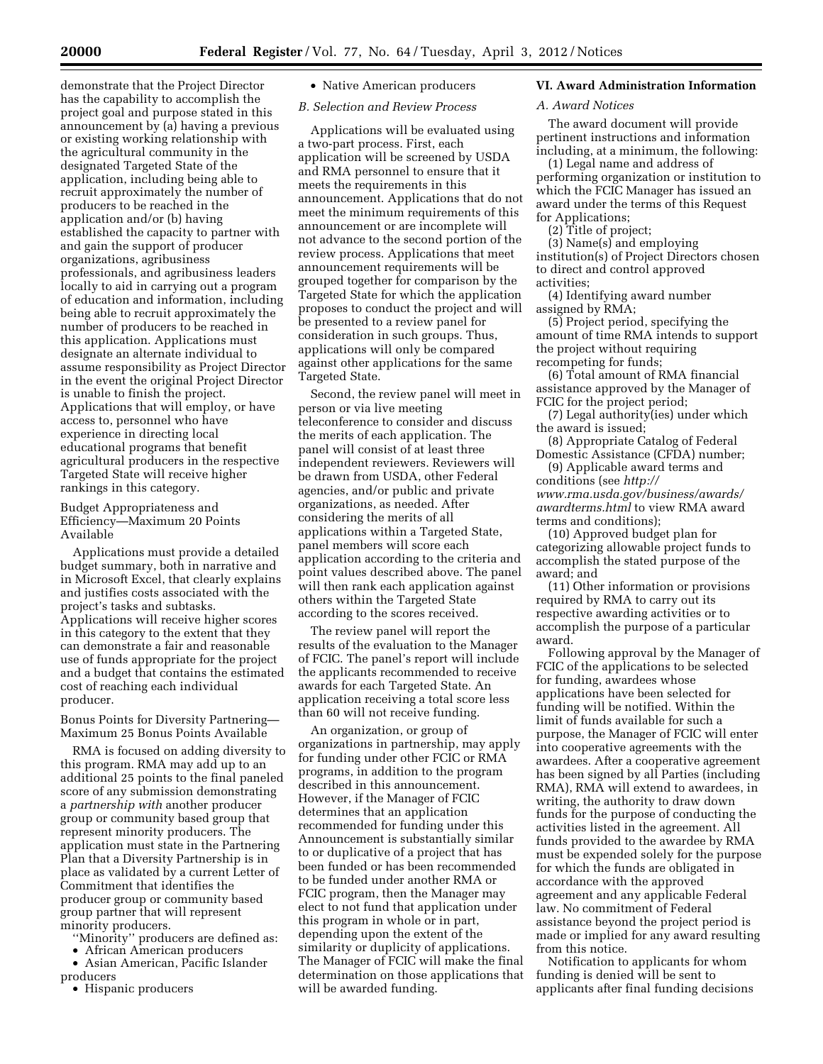demonstrate that the Project Director has the capability to accomplish the project goal and purpose stated in this announcement by (a) having a previous or existing working relationship with the agricultural community in the designated Targeted State of the application, including being able to recruit approximately the number of producers to be reached in the application and/or (b) having established the capacity to partner with and gain the support of producer organizations, agribusiness professionals, and agribusiness leaders locally to aid in carrying out a program of education and information, including being able to recruit approximately the number of producers to be reached in this application. Applications must designate an alternate individual to assume responsibility as Project Director in the event the original Project Director is unable to finish the project. Applications that will employ, or have access to, personnel who have experience in directing local educational programs that benefit agricultural producers in the respective Targeted State will receive higher rankings in this category.

Budget Appropriateness and Efficiency—Maximum 20 Points Available

Applications must provide a detailed budget summary, both in narrative and in Microsoft Excel, that clearly explains and justifies costs associated with the project's tasks and subtasks. Applications will receive higher scores in this category to the extent that they can demonstrate a fair and reasonable use of funds appropriate for the project and a budget that contains the estimated cost of reaching each individual producer.

Bonus Points for Diversity Partnering—Maximum 25 Bonus Points Available

RMA is focused on adding diversity to this program. RMA may add up to an additional 25 points to the final paneled score of any submission demonstrating a *partnership with* another producer group or community based group that represent minority producers. The application must state in the Partnering Plan that a Diversity Partnership is in place as validated by a current Letter of Commitment that identifies the producer group or community based group partner that will represent minority producers.

''Minority'' producers are defined as:

- African American producers
- Asian American, Pacific Islander producers
- Hispanic producers
- Native American producers

*B. Selection and Review Process*

Applications will be evaluated using a two-part process. First, each application will be screened by USDA and RMA personnel to ensure that it meets the requirements in this announcement. Applications that do not meet the minimum requirements of this announcement or are incomplete will not advance to the second portion of the review process. Applications that meet announcement requirements will be grouped together for comparison by the Targeted State for which the application proposes to conduct the project and will be presented to a review panel for consideration in such groups. Thus, applications will only be compared against other applications for the same Targeted State.

Second, the review panel will meet in person or via live meeting teleconference to consider and discuss the merits of each application. The panel will consist of at least three independent reviewers. Reviewers will be drawn from USDA, other Federal agencies, and/or public and private organizations, as needed. After considering the merits of all applications within a Targeted State, panel members will score each application according to the criteria and point values described above. The panel will then rank each application against others within the Targeted State according to the scores received.

The review panel will report the results of the evaluation to the Manager of FCIC. The panel's report will include the applicants recommended to receive awards for each Targeted State. An application receiving a total score less than 60 will not receive funding.

An organization, or group of organizations in partnership, may apply for funding under other FCIC or RMA programs, in addition to the program described in this announcement. However, if the Manager of FCIC determines that an application recommended for funding under this Announcement is substantially similar to or duplicative of a project that has been funded or has been recommended to be funded under another RMA or FCIC program, then the Manager may elect to not fund that application under this program in whole or in part, depending upon the extent of the similarity or duplicity of applications. The Manager of FCIC will make the final determination on those applications that will be awarded funding.

**VI. Award Administration Information**

*A. Award Notices*

The award document will provide pertinent instructions and information including, at a minimum, the following:

(1) Legal name and address of performing organization or institution to which the FCIC Manager has issued an award under the terms of this Request for Applications;

(2) Title of project;

(3) Name(s) and employing institution(s) of Project Directors chosen to direct and control approved activities;

(4) Identifying award number assigned by RMA;

(5) Project period, specifying the amount of time RMA intends to support the project without requiring recompeting for funds;

(6) Total amount of RMA financial assistance approved by the Manager of FCIC for the project period;

(7) Legal authority(ies) under which the award is issued;

(8) Appropriate Catalog of Federal Domestic Assistance (CFDA) number;

(9) Applicable award terms and conditions (see *http://www.rma.usda.gov/business/awards/awardterms.html* to view RMA award terms and conditions);

(10) Approved budget plan for categorizing allowable project funds to accomplish the stated purpose of the award; and

(11) Other information or provisions required by RMA to carry out its respective awarding activities or to accomplish the purpose of a particular award.

Following approval by the Manager of FCIC of the applications to be selected for funding, awardees whose applications have been selected for funding will be notified. Within the limit of funds available for such a purpose, the Manager of FCIC will enter into cooperative agreements with the awardees. After a cooperative agreement has been signed by all Parties (including RMA), RMA will extend to awardees, in writing, the authority to draw down funds for the purpose of conducting the activities listed in the agreement. All funds provided to the awardee by RMA must be expended solely for the purpose for which the funds are obligated in accordance with the approved agreement and any applicable Federal law. No commitment of Federal assistance beyond the project period is made or implied for any award resulting from this notice.

Notification to applicants for whom funding is denied will be sent to applicants after final funding decisions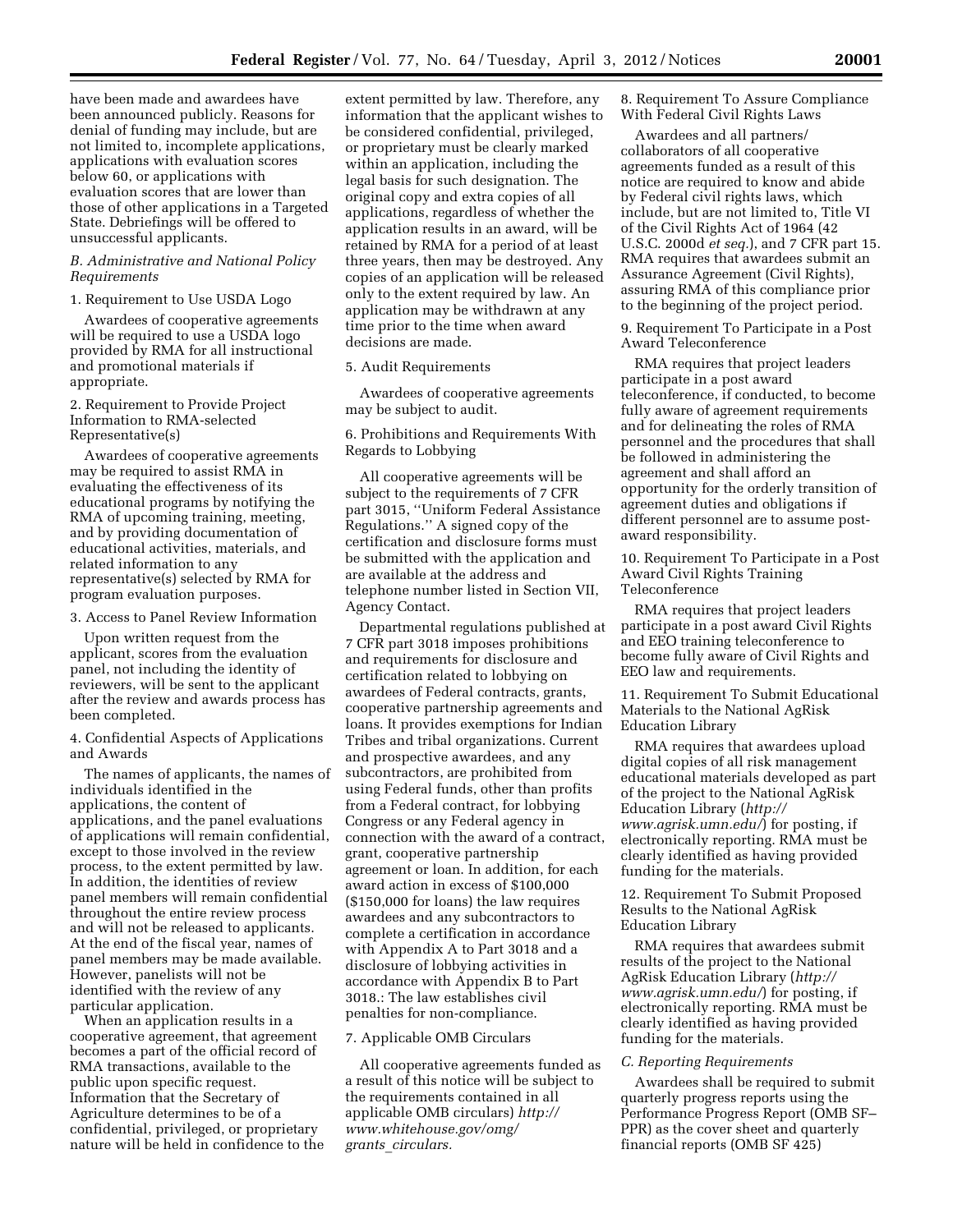have been made and awardees have been announced publicly. Reasons for denial of funding may include, but are not limited to, incomplete applications, applications with evaluation scores below 60, or applications with evaluation scores that are lower than those of other applications in a Targeted State. Debriefings will be offered to unsuccessful applicants.

*B. Administrative and National Policy Requirements*

1. Requirement to Use USDA Logo

Awardees of cooperative agreements will be required to use a USDA logo provided by RMA for all instructional and promotional materials if appropriate.

2. Requirement to Provide Project Information to RMA-selected Representative(s)

Awardees of cooperative agreements may be required to assist RMA in evaluating the effectiveness of its educational programs by notifying the RMA of upcoming training, meeting, and by providing documentation of educational activities, materials, and related information to any representative(s) selected by RMA for program evaluation purposes.

3. Access to Panel Review Information

Upon written request from the applicant, scores from the evaluation panel, not including the identity of reviewers, will be sent to the applicant after the review and awards process has been completed.

4. Confidential Aspects of Applications and Awards

The names of applicants, the names of individuals identified in the applications, the content of applications, and the panel evaluations of applications will remain confidential, except to those involved in the review process, to the extent permitted by law. In addition, the identities of review panel members will remain confidential throughout the entire review process and will not be released to applicants. At the end of the fiscal year, names of panel members may be made available. However, panelists will not be identified with the review of any particular application.

When an application results in a cooperative agreement, that agreement becomes a part of the official record of RMA transactions, available to the public upon specific request. Information that the Secretary of Agriculture determines to be of a confidential, privileged, or proprietary nature will be held in confidence to the extent permitted by law. Therefore, any information that the applicant wishes to be considered confidential, privileged, or proprietary must be clearly marked within an application, including the legal basis for such designation. The original copy and extra copies of all applications, regardless of whether the application results in an award, will be retained by RMA for a period of at least three years, then may be destroyed. Any copies of an application will be released only to the extent required by law. An application may be withdrawn at any time prior to the time when award decisions are made.

5. Audit Requirements

Awardees of cooperative agreements may be subject to audit.

6. Prohibitions and Requirements With Regards to Lobbying

All cooperative agreements will be subject to the requirements of 7 CFR part 3015, ''Uniform Federal Assistance Regulations.'' A signed copy of the certification and disclosure forms must be submitted with the application and are available at the address and telephone number listed in Section VII, Agency Contact.

Departmental regulations published at 7 CFR part 3018 imposes prohibitions and requirements for disclosure and certification related to lobbying on awardees of Federal contracts, grants, cooperative partnership agreements and loans. It provides exemptions for Indian Tribes and tribal organizations. Current and prospective awardees, and any subcontractors, are prohibited from using Federal funds, other than profits from a Federal contract, for lobbying Congress or any Federal agency in connection with the award of a contract, grant, cooperative partnership agreement or loan. In addition, for each award action in excess of $100,000 ($150,000 for loans) the law requires awardees and any subcontractors to complete a certification in accordance with Appendix A to Part 3018 and a disclosure of lobbying activities in accordance with Appendix B to Part 3018.: The law establishes civil penalties for non-compliance.

7. Applicable OMB Circulars

All cooperative agreements funded as a result of this notice will be subject to the requirements contained in all applicable OMB circulars) *http://www.whitehouse.gov/omg/grants_circulars.*

8. Requirement To Assure Compliance With Federal Civil Rights Laws

Awardees and all partners/collaborators of all cooperative agreements funded as a result of this notice are required to know and abide by Federal civil rights laws, which include, but are not limited to, Title VI of the Civil Rights Act of 1964 (42 U.S.C. 2000d *et seq.*), and 7 CFR part 15. RMA requires that awardees submit an Assurance Agreement (Civil Rights), assuring RMA of this compliance prior to the beginning of the project period.

9. Requirement To Participate in a Post Award Teleconference

RMA requires that project leaders participate in a post award teleconference, if conducted, to become fully aware of agreement requirements and for delineating the roles of RMA personnel and the procedures that shall be followed in administering the agreement and shall afford an opportunity for the orderly transition of agreement duties and obligations if different personnel are to assume post-award responsibility.

10. Requirement To Participate in a Post Award Civil Rights Training Teleconference

RMA requires that project leaders participate in a post award Civil Rights and EEO training teleconference to become fully aware of Civil Rights and EEO law and requirements.

11. Requirement To Submit Educational Materials to the National AgRisk Education Library

RMA requires that awardees upload digital copies of all risk management educational materials developed as part of the project to the National AgRisk Education Library (*http://www.agrisk.umn.edu/*) for posting, if electronically reporting. RMA must be clearly identified as having provided funding for the materials.

12. Requirement To Submit Proposed Results to the National AgRisk Education Library

RMA requires that awardees submit results of the project to the National AgRisk Education Library (*http://www.agrisk.umn.edu/*) for posting, if electronically reporting. RMA must be clearly identified as having provided funding for the materials.

*C. Reporting Requirements*

Awardees shall be required to submit quarterly progress reports using the Performance Progress Report (OMB SF–PPR) as the cover sheet and quarterly financial reports (OMB SF 425)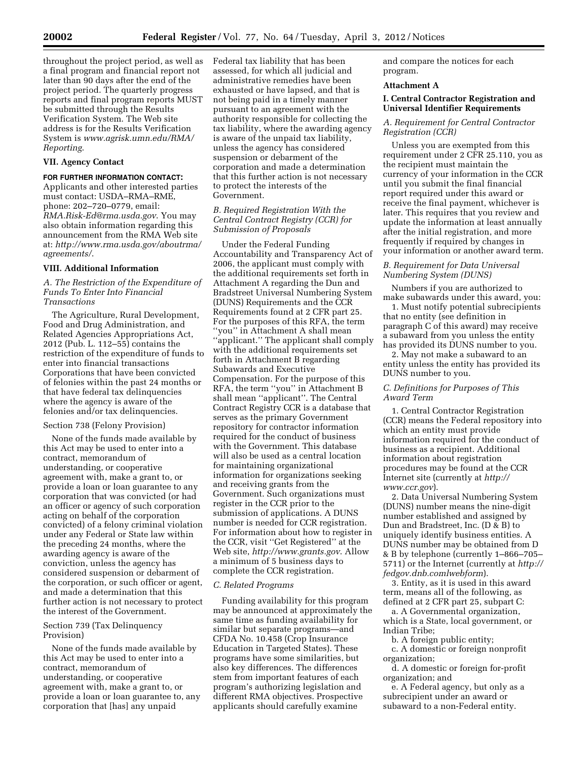throughout the project period, as well as a final program and financial report not later than 90 days after the end of the project period. The quarterly progress reports and final program reports MUST be submitted through the Results Verification System. The Web site address is for the Results Verification System is *www.agrisk.umn.edu/RMA/Reporting.*

### VII. Agency Contact

**FOR FURTHER INFORMATION CONTACT:**

Applicants and other interested parties must contact: USDA–RMA–RME, phone: 202–720–0779, email: *RMA.Risk-Ed@rma.usda.gov.* You may also obtain information regarding this announcement from the RMA Web site at: *http://www.rma.usda.gov/aboutrma/agreements/.*

### VIII. Additional Information

#### *A. The Restriction of the Expenditure of Funds To Enter Into Financial Transactions*

The Agriculture, Rural Development, Food and Drug Administration, and Related Agencies Appropriations Act, 2012 (Pub. L. 112–55) contains the restriction of the expenditure of funds to enter into financial transactions Corporations that have been convicted of felonies within the past 24 months or that have federal tax delinquencies where the agency is aware of the felonies and/or tax delinquencies.

Section 738 (Felony Provision)

None of the funds made available by this Act may be used to enter into a contract, memorandum of understanding, or cooperative agreement with, make a grant to, or provide a loan or loan guarantee to any corporation that was convicted (or had an officer or agency of such corporation acting on behalf of the corporation convicted) of a felony criminal violation under any Federal or State law within the preceding 24 months, where the awarding agency is aware of the conviction, unless the agency has considered suspension or debarment of the corporation, or such officer or agent, and made a determination that this further action is not necessary to protect the interest of the Government.

Section 739 (Tax Delinquency Provision)

None of the funds made available by this Act may be used to enter into a contract, memorandum of understanding, or cooperative agreement with, make a grant to, or provide a loan or loan guarantee to, any corporation that [has] any unpaid Federal tax liability that has been assessed, for which all judicial and administrative remedies have been exhausted or have lapsed, and that is not being paid in a timely manner pursuant to an agreement with the authority responsible for collecting the tax liability, where the awarding agency is aware of the unpaid tax liability, unless the agency has considered suspension or debarment of the corporation and made a determination that this further action is not necessary to protect the interests of the Government.

#### *B. Required Registration With the Central Contract Registry (CCR) for Submission of Proposals*

Under the Federal Funding Accountability and Transparency Act of 2006, the applicant must comply with the additional requirements set forth in Attachment A regarding the Dun and Bradstreet Universal Numbering System (DUNS) Requirements and the CCR Requirements found at 2 CFR part 25. For the purposes of this RFA, the term ''you'' in Attachment A shall mean ''applicant.'' The applicant shall comply with the additional requirements set forth in Attachment B regarding Subawards and Executive Compensation. For the purpose of this RFA, the term ''you'' in Attachment B shall mean ''applicant''. The Central Contract Registry CCR is a database that serves as the primary Government repository for contractor information required for the conduct of business with the Government. This database will also be used as a central location for maintaining organizational information for organizations seeking and receiving grants from the Government. Such organizations must register in the CCR prior to the submission of applications. A DUNS number is needed for CCR registration. For information about how to register in the CCR, visit ''Get Registered'' at the Web site, *http://www.grants.gov.* Allow a minimum of 5 business days to complete the CCR registration.

#### *C. Related Programs*

Funding availability for this program may be announced at approximately the same time as funding availability for similar but separate programs—and CFDA No. 10.458 (Crop Insurance Education in Targeted States). These programs have some similarities, but also key differences. The differences stem from important features of each program's authorizing legislation and different RMA objectives. Prospective applicants should carefully examine and compare the notices for each program.

### Attachment A

### I. Central Contractor Registration and Universal Identifier Requirements

#### *A. Requirement for Central Contractor Registration (CCR)*

Unless you are exempted from this requirement under 2 CFR 25.110, you as the recipient must maintain the currency of your information in the CCR until you submit the final financial report required under this award or receive the final payment, whichever is later. This requires that you review and update the information at least annually after the initial registration, and more frequently if required by changes in your information or another award term.

#### *B. Requirement for Data Universal Numbering System (DUNS)*

Numbers if you are authorized to make subawards under this award, you:

1. Must notify potential subrecipients that no entity (see definition in paragraph C of this award) may receive a subaward from you unless the entity has provided its DUNS number to you.

2. May not make a subaward to an entity unless the entity has provided its DUNS number to you.

#### *C. Definitions for Purposes of This Award Term*

1. Central Contractor Registration (CCR) means the Federal repository into which an entity must provide information required for the conduct of business as a recipient. Additional information about registration procedures may be found at the CCR Internet site (currently at *http://www.ccr.gov*).

2. Data Universal Numbering System (DUNS) number means the nine-digit number established and assigned by Dun and Bradstreet, Inc. (D & B) to uniquely identify business entities. A DUNS number may be obtained from D & B by telephone (currently 1–866–705–5711) or the Internet (currently at *http://fedgov.dnb.comlwebform*).

3. Entity, as it is used in this award term, means all of the following, as defined at 2 CFR part 25, subpart C:

a. A Governmental organization, which is a State, local government, or Indian Tribe;

b. A foreign public entity;

c. A domestic or foreign nonprofit organization;

d. A domestic or foreign for-profit organization; and

e. A Federal agency, but only as a subrecipient under an award or subaward to a non-Federal entity.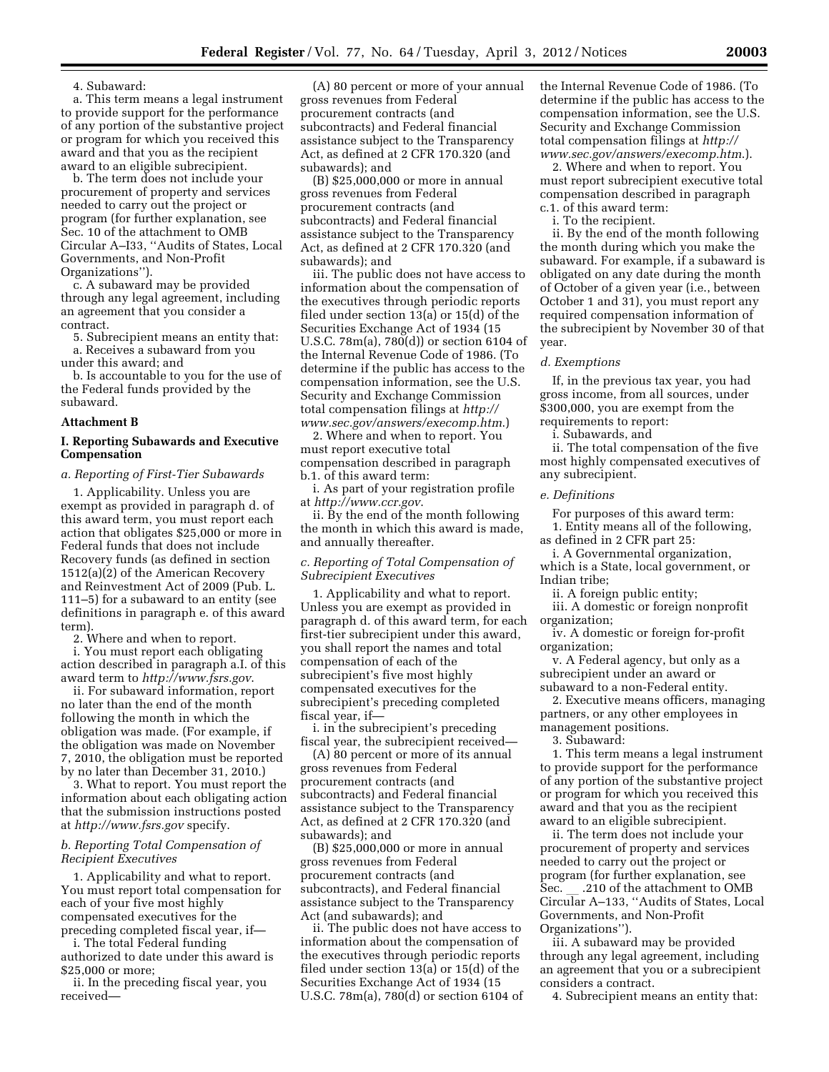4. Subaward:

a. This term means a legal instrument to provide support for the performance of any portion of the substantive project or program for which you received this award and that you as the recipient award to an eligible subrecipient.

b. The term does not include your procurement of property and services needed to carry out the project or program (for further explanation, see Sec. 10 of the attachment to OMB Circular A–I33, ''Audits of States, Local Governments, and Non-Profit Organizations'').

c. A subaward may be provided through any legal agreement, including an agreement that you consider a contract.

5. Subrecipient means an entity that:

a. Receives a subaward from you under this award; and

b. Is accountable to you for the use of the Federal funds provided by the subaward.

**Attachment B**

**I. Reporting Subawards and Executive Compensation**

*a. Reporting of First-Tier Subawards*

1. Applicability. Unless you are exempt as provided in paragraph d. of this award term, you must report each action that obligates $25,000 or more in Federal funds that does not include Recovery funds (as defined in section 1512(a)(2) of the American Recovery and Reinvestment Act of 2009 (Pub. L. 111–5) for a subaward to an entity (see definitions in paragraph e. of this award term).

2. Where and when to report.

i. You must report each obligating action described in paragraph a.I. of this award term to *http://www.fsrs.gov*.

ii. For subaward information, report no later than the end of the month following the month in which the obligation was made. (For example, if the obligation was made on November 7, 2010, the obligation must be reported by no later than December 31, 2010.)

3. What to report. You must report the information about each obligating action that the submission instructions posted at *http://www.fsrs.gov* specify.

*b. Reporting Total Compensation of Recipient Executives*

1. Applicability and what to report. You must report total compensation for each of your five most highly compensated executives for the preceding completed fiscal year, if—

i. The total Federal funding authorized to date under this award is $25,000 or more;

ii. In the preceding fiscal year, you received—

(A) 80 percent or more of your annual gross revenues from Federal procurement contracts (and subcontracts) and Federal financial assistance subject to the Transparency Act, as defined at 2 CFR 170.320 (and subawards); and

(B) $25,000,000 or more in annual gross revenues from Federal procurement contracts (and subcontracts) and Federal financial assistance subject to the Transparency Act, as defined at 2 CFR 170.320 (and subawards); and

iii. The public does not have access to information about the compensation of the executives through periodic reports filed under section 13(a) or 15(d) of the Securities Exchange Act of 1934 (15 U.S.C. 78m(a), 78o(d)) or section 6104 of the Internal Revenue Code of 1986. (To determine if the public has access to the compensation information, see the U.S. Security and Exchange Commission total compensation filings at *http://www.sec.gov/answers/execomp.htm*.)

2. Where and when to report. You must report executive total compensation described in paragraph b.1. of this award term:

i. As part of your registration profile at *http://www.ccr.gov*.

ii. By the end of the month following the month in which this award is made, and annually thereafter.

*c. Reporting of Total Compensation of Subrecipient Executives*

1. Applicability and what to report. Unless you are exempt as provided in paragraph d. of this award term, for each first-tier subrecipient under this award, you shall report the names and total compensation of each of the subrecipient's five most highly compensated executives for the subrecipient's preceding completed fiscal year, if—

i. in the subrecipient's preceding fiscal year, the subrecipient received—

(A) 80 percent or more of its annual gross revenues from Federal procurement contracts (and subcontracts) and Federal financial assistance subject to the Transparency Act, as defined at 2 CFR 170.320 (and subawards); and

(B) $25,000,000 or more in annual gross revenues from Federal procurement contracts (and subcontracts), and Federal financial assistance subject to the Transparency Act (and subawards); and

ii. The public does not have access to information about the compensation of the executives through periodic reports filed under section 13(a) or 15(d) of the Securities Exchange Act of 1934 (15 U.S.C. 78m(a), 78o(d) or section 6104 of the Internal Revenue Code of 1986. (To determine if the public has access to the compensation information, see the U.S. Security and Exchange Commission total compensation filings at *http://www.sec.gov/answers/execomp.htm*.).

2. Where and when to report. You must report subrecipient executive total compensation described in paragraph c.1. of this award term:

i. To the recipient.

ii. By the end of the month following the month during which you make the subaward. For example, if a subaward is obligated on any date during the month of October of a given year (i.e., between October 1 and 31), you must report any required compensation information of the subrecipient by November 30 of that year.

*d. Exemptions*

If, in the previous tax year, you had gross income, from all sources, under $300,000, you are exempt from the requirements to report:

i. Subawards, and

ii. The total compensation of the five most highly compensated executives of any subrecipient.

*e. Definitions*

For purposes of this award term:

1. Entity means all of the following, as defined in 2 CFR part 25:

i. A Governmental organization, which is a State, local government, or Indian tribe;

ii. A foreign public entity;

iii. A domestic or foreign nonprofit organization;

iv. A domestic or foreign for-profit organization;

v. A Federal agency, but only as a subrecipient under an award or subaward to a non-Federal entity.

2. Executive means officers, managing partners, or any other employees in management positions.

3. Subaward:

1. This term means a legal instrument to provide support for the performance of any portion of the substantive project or program for which you received this award and that you as the recipient award to an eligible subrecipient.

ii. The term does not include your procurement of property and services needed to carry out the project or program (for further explanation, see Sec. __ .210 of the attachment to OMB Circular A–133, ''Audits of States, Local Governments, and Non-Profit Organizations'').

iii. A subaward may be provided through any legal agreement, including an agreement that you or a subrecipient considers a contract.

4. Subrecipient means an entity that: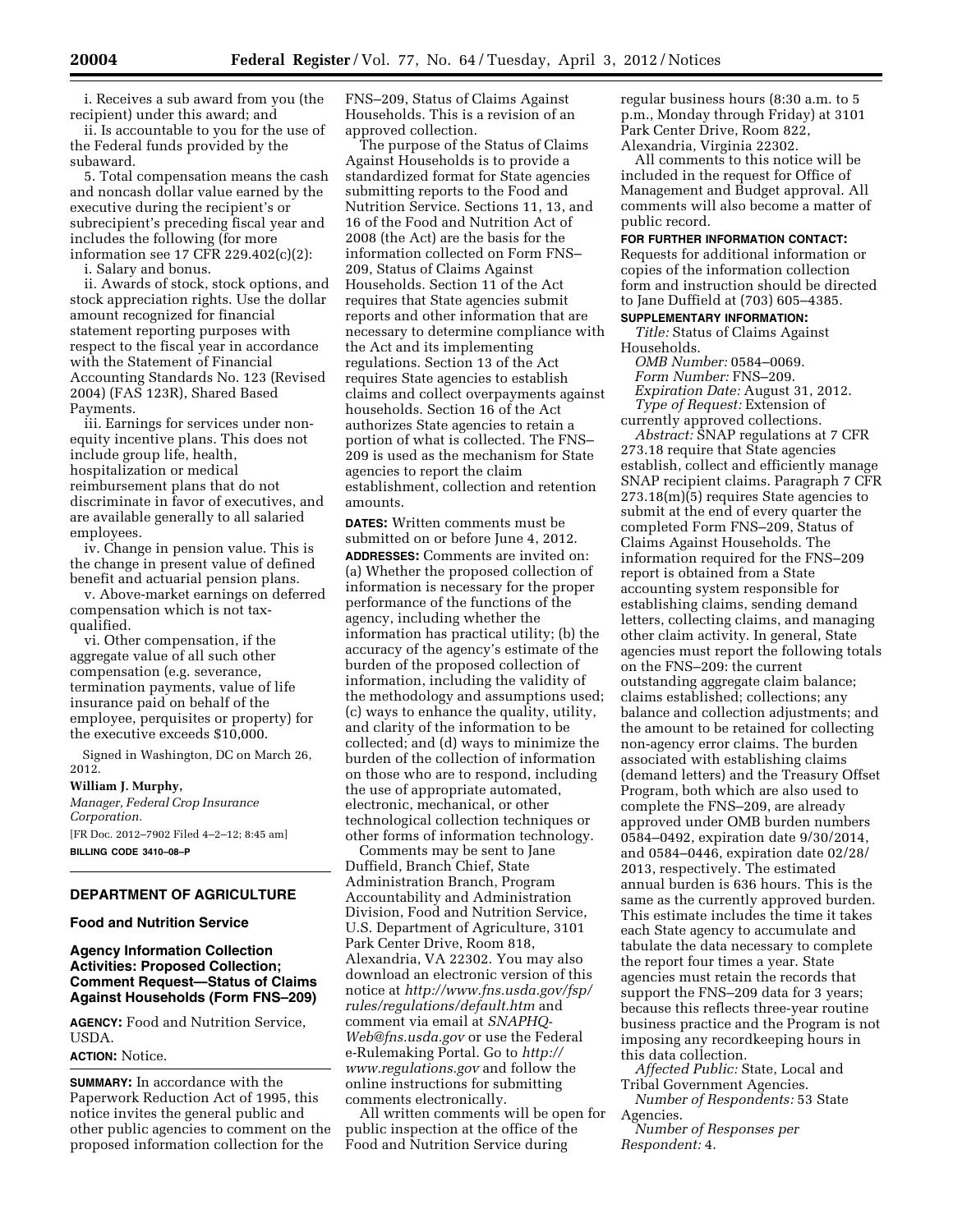i. Receives a sub award from you (the recipient) under this award; and

ii. Is accountable to you for the use of the Federal funds provided by the subaward.

5. Total compensation means the cash and noncash dollar value earned by the executive during the recipient's or subrecipient's preceding fiscal year and includes the following (for more information see 17 CFR 229.402(c)(2):

i. Salary and bonus.

ii. Awards of stock, stock options, and stock appreciation rights. Use the dollar amount recognized for financial statement reporting purposes with respect to the fiscal year in accordance with the Statement of Financial Accounting Standards No. 123 (Revised 2004) (FAS 123R), Shared Based Payments.

iii. Earnings for services under non-equity incentive plans. This does not include group life, health, hospitalization or medical reimbursement plans that do not discriminate in favor of executives, and are available generally to all salaried employees.

iv. Change in pension value. This is the change in present value of defined benefit and actuarial pension plans.

v. Above-market earnings on deferred compensation which is not tax-qualified.

vi. Other compensation, if the aggregate value of all such other compensation (e.g. severance, termination payments, value of life insurance paid on behalf of the employee, perquisites or property) for the executive exceeds $10,000.

Signed in Washington, DC on March 26, 2012.

**William J. Murphy,**

*Manager, Federal Crop Insurance Corporation.*

[FR Doc. 2012–7902 Filed 4–2–12; 8:45 am]

**BILLING CODE 3410–08–P**

## DEPARTMENT OF AGRICULTURE

### Food and Nutrition Service

### Agency Information Collection Activities: Proposed Collection; Comment Request—Status of Claims Against Households (Form FNS–209)

**AGENCY:** Food and Nutrition Service, USDA.

**ACTION:** Notice.

**SUMMARY:** In accordance with the Paperwork Reduction Act of 1995, this notice invites the general public and other public agencies to comment on the proposed information collection for the FNS–209, Status of Claims Against Households. This is a revision of an approved collection.

The purpose of the Status of Claims Against Households is to provide a standardized format for State agencies submitting reports to the Food and Nutrition Service. Sections 11, 13, and 16 of the Food and Nutrition Act of 2008 (the Act) are the basis for the information collected on Form FNS–209, Status of Claims Against Households. Section 11 of the Act requires that State agencies submit reports and other information that are necessary to determine compliance with the Act and its implementing regulations. Section 13 of the Act requires State agencies to establish claims and collect overpayments against households. Section 16 of the Act authorizes State agencies to retain a portion of what is collected. The FNS–209 is used as the mechanism for State agencies to report the claim establishment, collection and retention amounts.

**DATES:** Written comments must be submitted on or before June 4, 2012.

**ADDRESSES:** Comments are invited on: (a) Whether the proposed collection of information is necessary for the proper performance of the functions of the agency, including whether the information has practical utility; (b) the accuracy of the agency's estimate of the burden of the proposed collection of information, including the validity of the methodology and assumptions used; (c) ways to enhance the quality, utility, and clarity of the information to be collected; and (d) ways to minimize the burden of the collection of information on those who are to respond, including the use of appropriate automated, electronic, mechanical, or other technological collection techniques or other forms of information technology.

Comments may be sent to Jane Duffield, Branch Chief, State Administration Branch, Program Accountability and Administration Division, Food and Nutrition Service, U.S. Department of Agriculture, 3101 Park Center Drive, Room 818, Alexandria, VA 22302. You may also download an electronic version of this notice at *http://www.fns.usda.gov/fsp/rules/regulations/default.htm* and comment via email at *SNAPHQ-Web@fns.usda.gov* or use the Federal e-Rulemaking Portal. Go to *http://www.regulations.gov* and follow the online instructions for submitting comments electronically.

All written comments will be open for public inspection at the office of the Food and Nutrition Service during regular business hours (8:30 a.m. to 5 p.m., Monday through Friday) at 3101 Park Center Drive, Room 822, Alexandria, Virginia 22302.

All comments to this notice will be included in the request for Office of Management and Budget approval. All comments will also become a matter of public record.

**FOR FURTHER INFORMATION CONTACT:** Requests for additional information or copies of the information collection form and instruction should be directed to Jane Duffield at (703) 605–4385.

**SUPPLEMENTARY INFORMATION:**

*Title:* Status of Claims Against Households.

*OMB Number:* 0584–0069.

*Form Number:* FNS–209.

*Expiration Date:* August 31, 2012.

*Type of Request:* Extension of currently approved collections.

*Abstract:* SNAP regulations at 7 CFR 273.18 require that State agencies establish, collect and efficiently manage SNAP recipient claims. Paragraph 7 CFR 273.18(m)(5) requires State agencies to submit at the end of every quarter the completed Form FNS–209, Status of Claims Against Households. The information required for the FNS–209 report is obtained from a State accounting system responsible for establishing claims, sending demand letters, collecting claims, and managing other claim activity. In general, State agencies must report the following totals on the FNS–209: the current outstanding aggregate claim balance; claims established; collections; any balance and collection adjustments; and the amount to be retained for collecting non-agency error claims. The burden associated with establishing claims (demand letters) and the Treasury Offset Program, both which are also used to complete the FNS–209, are already approved under OMB burden numbers 0584–0492, expiration date 9/30/2014, and 0584–0446, expiration date 02/28/2013, respectively. The estimated annual burden is 636 hours. This is the same as the currently approved burden. This estimate includes the time it takes each State agency to accumulate and tabulate the data necessary to complete the report four times a year. State agencies must retain the records that support the FNS–209 data for 3 years; because this reflects three-year routine business practice and the Program is not imposing any recordkeeping hours in this data collection.

*Affected Public:* State, Local and Tribal Government Agencies.

*Number of Respondents:* 53 State Agencies.

*Number of Responses per Respondent:* 4.